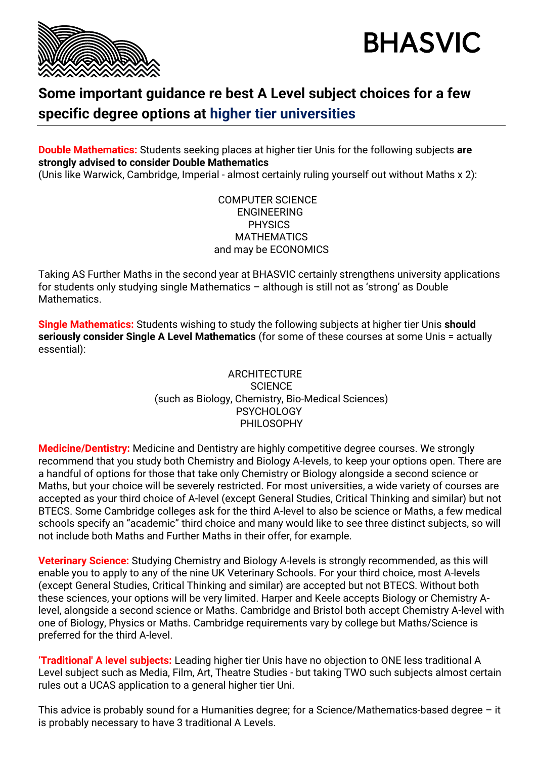BHASVIC

# Some important guidance re best A Level subject choices for a few specific degree options at higher tier universities

**Double Mathematics:** Students seeking places at higher tier Unis for the following subjects **are strongly advised to consider Double Mathematics**
(Unis like Warwick, Cambridge, Imperial - almost certainly ruling yourself out without Maths x 2):

COMPUTER SCIENCE
ENGINEERING
PHYSICS
MATHEMATICS
and may be ECONOMICS

Taking AS Further Maths in the second year at BHASVIC certainly strengthens university applications for students only studying single Mathematics – although is still not as 'strong' as Double Mathematics.

**Single Mathematics:** Students wishing to study the following subjects at higher tier Unis **should seriously consider Single A Level Mathematics** (for some of these courses at some Unis = actually essential):

ARCHITECTURE
SCIENCE
(such as Biology, Chemistry, Bio-Medical Sciences)
PSYCHOLOGY
PHILOSOPHY

**Medicine/Dentistry:** Medicine and Dentistry are highly competitive degree courses. We strongly recommend that you study both Chemistry and Biology A-levels, to keep your options open. There are a handful of options for those that take only Chemistry or Biology alongside a second science or Maths, but your choice will be severely restricted. For most universities, a wide variety of courses are accepted as your third choice of A-level (except General Studies, Critical Thinking and similar) but not BTECS. Some Cambridge colleges ask for the third A-level to also be science or Maths, a few medical schools specify an "academic" third choice and many would like to see three distinct subjects, so will not include both Maths and Further Maths in their offer, for example.

**Veterinary Science:** Studying Chemistry and Biology A-levels is strongly recommended, as this will enable you to apply to any of the nine UK Veterinary Schools. For your third choice, most A-levels (except General Studies, Critical Thinking and similar) are accepted but not BTECS. Without both these sciences, your options will be very limited. Harper and Keele accepts Biology or Chemistry A-level, alongside a second science or Maths. Cambridge and Bristol both accept Chemistry A-level with one of Biology, Physics or Maths. Cambridge requirements vary by college but Maths/Science is preferred for the third A-level.

**'Traditional' A level subjects:** Leading higher tier Unis have no objection to ONE less traditional A Level subject such as Media, Film, Art, Theatre Studies - but taking TWO such subjects almost certain rules out a UCAS application to a general higher tier Uni.

This advice is probably sound for a Humanities degree; for a Science/Mathematics-based degree – it is probably necessary to have 3 traditional A Levels.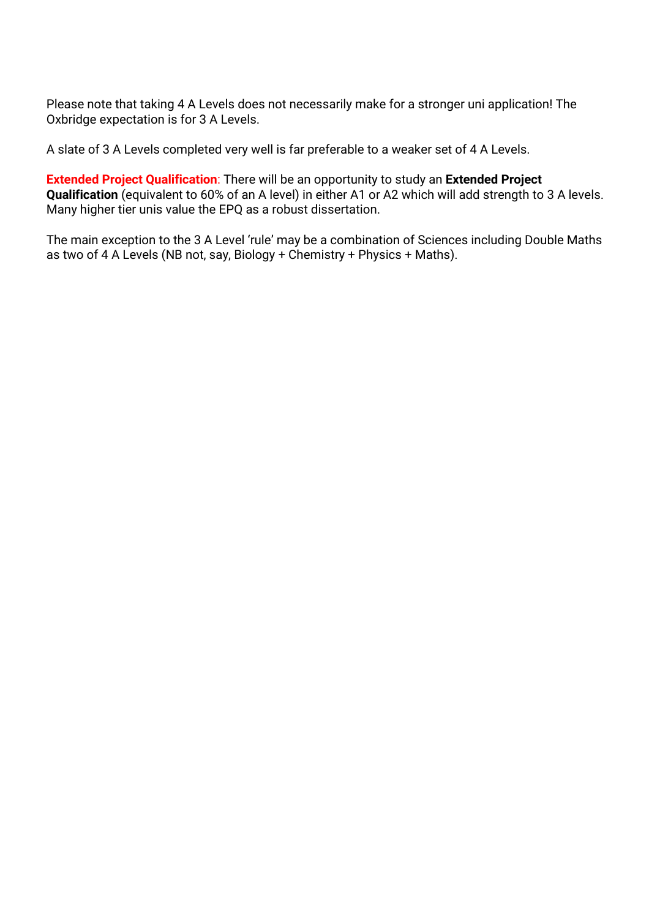Please note that taking 4 A Levels does not necessarily make for a stronger uni application! The Oxbridge expectation is for 3 A Levels.

A slate of 3 A Levels completed very well is far preferable to a weaker set of 4 A Levels.

**Extended Project Qualification**: There will be an opportunity to study an **Extended Project Qualification** (equivalent to 60% of an A level) in either A1 or A2 which will add strength to 3 A levels. Many higher tier unis value the EPQ as a robust dissertation.

The main exception to the 3 A Level 'rule' may be a combination of Sciences including Double Maths as two of 4 A Levels (NB not, say, Biology + Chemistry + Physics + Maths).